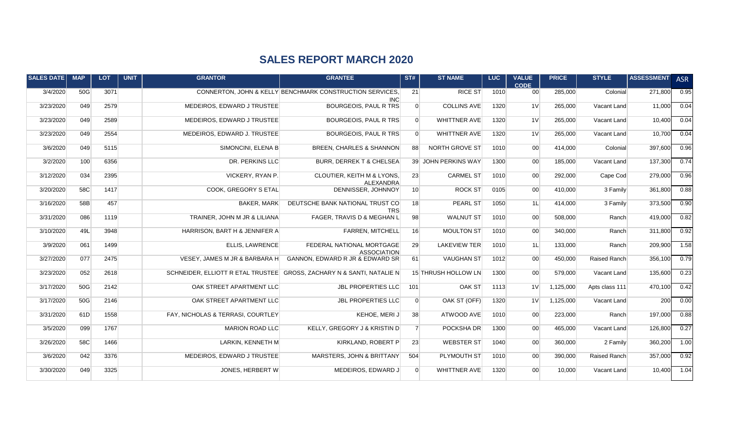## SALES REPORT MARCH 2020

| SALES DATE | MAP | LOT | UNIT | GRANTOR | GRANTEE | ST# | ST NAME | LUC | VALUE CODE | PRICE | STYLE | ASSESSMENT | ASR |
|---|---|---|---|---|---|---|---|---|---|---|---|---|---|
| 3/4/2020 | 50G | 3071 | | CONNERTON, JOHN & KELLY | BENCHMARK CONSTRUCTION SERVICES, INC | 21 | RICE ST | 1010 | 00 | 285,000 | Colonial | 271,800 | 0.95 |
| 3/23/2020 | 049 | 2579 | | MEDEIROS, EDWARD J TRUSTEE | BOURGEOIS, PAUL R TRS | 0 | COLLINS AVE | 1320 | 1V | 265,000 | Vacant Land | 11,000 | 0.04 |
| 3/23/2020 | 049 | 2589 | | MEDEIROS, EDWARD J TRUSTEE | BOURGEOIS, PAUL R TRS | 0 | WHITTNER AVE | 1320 | 1V | 265,000 | Vacant Land | 10,400 | 0.04 |
| 3/23/2020 | 049 | 2554 | | MEDEIROS, EDWARD J. TRUSTEE | BOURGEOIS, PAUL R TRS | 0 | WHITTNER AVE | 1320 | 1V | 265,000 | Vacant Land | 10,700 | 0.04 |
| 3/6/2020 | 049 | 5115 | | SIMONCINI, ELENA B | BREEN, CHARLES & SHANNON | 88 | NORTH GROVE ST | 1010 | 00 | 414,000 | Colonial | 397,600 | 0.96 |
| 3/2/2020 | 100 | 6356 | | DR. PERKINS LLC | BURR, DERREK T & CHELSEA | 39 | JOHN PERKINS WAY | 1300 | 00 | 185,000 | Vacant Land | 137,300 | 0.74 |
| 3/12/2020 | 034 | 2395 | | VICKERY, RYAN P. | CLOUTIER, KEITH M & LYONS, ALEXANDRA | 23 | CARMEL ST | 1010 | 00 | 292,000 | Cape Cod | 279,000 | 0.96 |
| 3/20/2020 | 58C | 1417 | | COOK, GREGORY S ETAL | DENNISSER, JOHNNOY | 10 | ROCK ST | 0105 | 00 | 410,000 | 3 Family | 361,800 | 0.88 |
| 3/16/2020 | 58B | 457 | | BAKER, MARK | DEUTSCHE BANK NATIONAL TRUST CO TRS | 18 | PEARL ST | 1050 | 1L | 414,000 | 3 Family | 373,500 | 0.90 |
| 3/31/2020 | 086 | 1119 | | TRAINER, JOHN M JR & LILIANA | FAGER, TRAVIS D & MEGHAN L | 98 | WALNUT ST | 1010 | 00 | 508,000 | Ranch | 419,000 | 0.82 |
| 3/10/2020 | 49L | 3948 | | HARRISON, BART H & JENNIFER A | FARREN, MITCHELL | 16 | MOULTON ST | 1010 | 00 | 340,000 | Ranch | 311,800 | 0.92 |
| 3/9/2020 | 061 | 1499 | | ELLIS, LAWRENCE | FEDERAL NATIONAL MORTGAGE ASSOCIATION | 29 | LAKEVIEW TER | 1010 | 1L | 133,000 | Ranch | 209,900 | 1.58 |
| 3/27/2020 | 077 | 2475 | | VESEY, JAMES M JR & BARBARA H | GANNON, EDWARD R JR & EDWARD SR | 61 | VAUGHAN ST | 1012 | 00 | 450,000 | Raised Ranch | 356,100 | 0.79 |
| 3/23/2020 | 052 | 2618 | | SCHNEIDER, ELLIOTT R ETAL TRUSTEE | GROSS, ZACHARY N & SANTI, NATALIE N | 15 | THRUSH HOLLOW LN | 1300 | 00 | 579,000 | Vacant Land | 135,600 | 0.23 |
| 3/17/2020 | 50G | 2142 | | OAK STREET APARTMENT LLC | JBL PROPERTIES LLC | 101 | OAK ST | 1113 | 1V | 1,125,000 | Apts class 111 | 470,100 | 0.42 |
| 3/17/2020 | 50G | 2146 | | OAK STREET APARTMENT LLC | JBL PROPERTIES LLC | 0 | OAK ST (OFF) | 1320 | 1V | 1,125,000 | Vacant Land | 200 | 0.00 |
| 3/31/2020 | 61D | 1558 | | FAY, NICHOLAS & TERRASI, COURTLEY | KEHOE, MERI J | 38 | ATWOOD AVE | 1010 | 00 | 223,000 | Ranch | 197,000 | 0.88 |
| 3/5/2020 | 099 | 1767 | | MARION ROAD LLC | KELLY, GREGORY J & KRISTIN D | 7 | POCKSHA DR | 1300 | 00 | 465,000 | Vacant Land | 126,800 | 0.27 |
| 3/26/2020 | 58C | 1466 | | LARKIN, KENNETH M | KIRKLAND, ROBERT P | 23 | WEBSTER ST | 1040 | 00 | 360,000 | 2 Family | 360,200 | 1.00 |
| 3/6/2020 | 042 | 3376 | | MEDEIROS, EDWARD J TRUSTEE | MARSTERS, JOHN & BRITTANY | 504 | PLYMOUTH ST | 1010 | 00 | 390,000 | Raised Ranch | 357,000 | 0.92 |
| 3/30/2020 | 049 | 3325 | | JONES, HERBERT W | MEDEIROS, EDWARD J | 0 | WHITTNER AVE | 1320 | 00 | 10,000 | Vacant Land | 10,400 | 1.04 |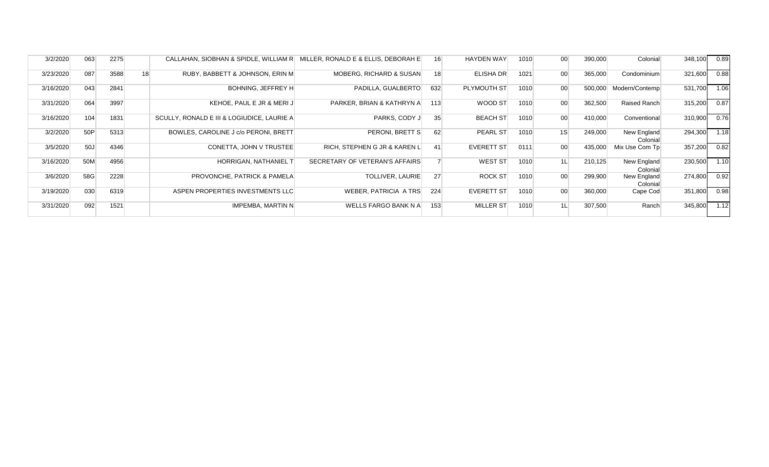| | | | | | | | | | | | | | |
|---|---|---|---|---|---|---|---|---|---|---|---|---|---|
| 3/2/2020 | 063 | 2275 | | CALLAHAN, SIOBHAN & SPIDLE, WILLIAM R | MILLER, RONALD E & ELLIS, DEBORAH E | 16 | HAYDEN WAY | 1010 | 00 | 390,000 | Colonial | 348,100 | 0.89 |
| 3/23/2020 | 087 | 3588 | 18 | RUBY, BABBETT & JOHNSON, ERIN M | MOBERG, RICHARD & SUSAN | 18 | ELISHA DR | 1021 | 00 | 365,000 | Condominium | 321,600 | 0.88 |
| 3/16/2020 | 043 | 2841 | | BOHNING, JEFFREY H | PADILLA, GUALBERTO | 632 | PLYMOUTH ST | 1010 | 00 | 500,000 | Modern/Contemp | 531,700 | 1.06 |
| 3/31/2020 | 064 | 3997 | | KEHOE, PAUL E JR & MERI J | PARKER, BRIAN & KATHRYN A | 113 | WOOD ST | 1010 | 00 | 362,500 | Raised Ranch | 315,200 | 0.87 |
| 3/16/2020 | 104 | 1831 | | SCULLY, RONALD E III & LOGIUDICE, LAURIE A | PARKS, CODY J | 35 | BEACH ST | 1010 | 00 | 410,000 | Conventional | 310,900 | 0.76 |
| 3/2/2020 | 50P | 5313 | | BOWLES, CAROLINE J c/o PERONI, BRETT | PERONI, BRETT S | 62 | PEARL ST | 1010 | 1S | 249,000 | New England Colonial | 294,300 | 1.18 |
| 3/5/2020 | 50J | 4346 | | CONETTA, JOHN V TRUSTEE | RICH, STEPHEN G JR & KAREN L | 41 | EVERETT ST | 0111 | 00 | 435,000 | Mix Use Com Tp | 357,200 | 0.82 |
| 3/16/2020 | 50M | 4956 | | HORRIGAN, NATHANIEL T | SECRETARY OF VETERAN'S AFFAIRS | 7 | WEST ST | 1010 | 1L | 210,125 | New England Colonial | 230,500 | 1.10 |
| 3/6/2020 | 58G | 2228 | | PROVONCHE, PATRICK & PAMELA | TOLLIVER, LAURIE | 27 | ROCK ST | 1010 | 00 | 299,900 | New England Colonial | 274,800 | 0.92 |
| 3/19/2020 | 030 | 6319 | | ASPEN PROPERTIES INVESTMENTS LLC | WEBER, PATRICIA A TRS | 224 | EVERETT ST | 1010 | 00 | 360,000 | Cape Cod | 351,800 | 0.98 |
| 3/31/2020 | 092 | 1521 | | IMPEMBA, MARTIN N | WELLS FARGO BANK N A | 153 | MILLER ST | 1010 | 1L | 307,500 | Ranch | 345,800 | 1.12 |